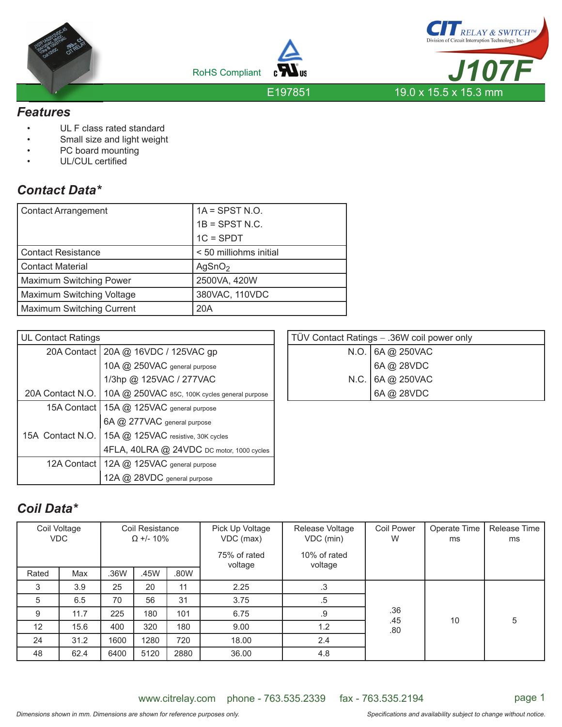CIT RELAY & SWITCH™
Division of Circuit Interruption Technology, Inc.

# J107F

RoHS Compliant

E197851

19.0 x 15.5 x 15.3 mm

## Features

- UL F class rated standard
- Small size and light weight
- PC board mounting
- UL/CUL certified

## Contact Data*

| | |
|---|---|
| Contact Arrangement | 1A = SPST N.O.<br>1B = SPST N.C.<br>1C = SPDT |
| Contact Resistance | < 50 milliohms initial |
| Contact Material | $AgSnO_2$ |
| Maximum Switching Power | 2500VA, 420W |
| Maximum Switching Voltage | 380VAC, 110VDC |
| Maximum Switching Current | 20A |

| UL Contact Ratings | |
|---|---|
| 20A Contact | 20A @ 16VDC / 125VAC gp |
| | 10A @ 250VAC general purpose |
| | 1/3hp @ 125VAC / 277VAC |
| 20A Contact N.O. | 10A @ 250VAC 85C, 100K cycles general purpose |
| 15A Contact | 15A @ 125VAC general purpose |
| | 6A @ 277VAC general purpose |
| 15A Contact N.O. | 15A @ 125VAC resistive, 30K cycles |
| | 4FLA, 40LRA @ 24VDC DC motor, 1000 cycles |
| 12A Contact | 12A @ 125VAC general purpose |
| | 12A @ 28VDC general purpose |

| TÜV Contact Ratings – .36W coil power only | |
|---|---|
| N.O. | 6A @ 250VAC |
| | 6A @ 28VDC |
| N.C. | 6A @ 250VAC |
| | 6A @ 28VDC |

## Coil Data*

| Coil Voltage VDC | | Coil Resistance Ω +/- 10% | | | Pick Up Voltage VDC (max) 75% of rated voltage | Release Voltage VDC (min) 10% of rated voltage | Coil Power W | Operate Time ms | Release Time ms |
|---|---|---|---|---|---|---|---|---|---|
| Rated | Max | .36W | .45W | .80W | | | | | |
| 3 | 3.9 | 25 | 20 | 11 | 2.25 | .3 | .36<br>.45<br>.80 | 10 | 5 |
| 5 | 6.5 | 70 | 56 | 31 | 3.75 | .5 | | | |
| 9 | 11.7 | 225 | 180 | 101 | 6.75 | .9 | | | |
| 12 | 15.6 | 400 | 320 | 180 | 9.00 | 1.2 | | | |
| 24 | 31.2 | 1600 | 1280 | 720 | 18.00 | 2.4 | | | |
| 48 | 62.4 | 6400 | 5120 | 2880 | 36.00 | 4.8 | | | |

www.citrelay.com phone - 763.535.2339 fax - 763.535.2194

*Dimensions shown in mm. Dimensions are shown for reference purposes only.*

*Specifications and availability subject to change without notice.*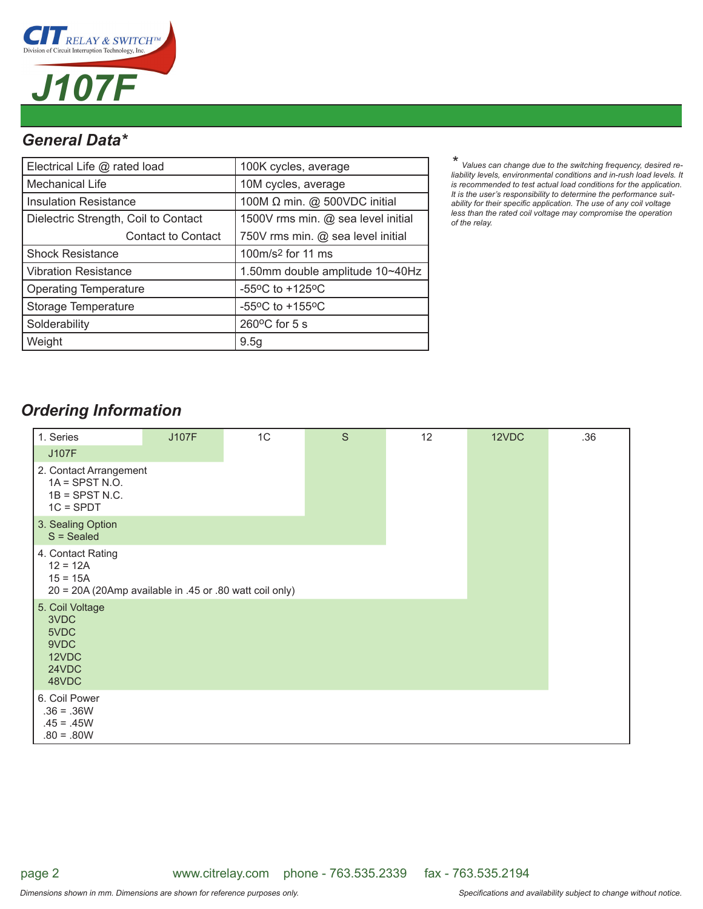# J107F

## General Data*

| | |
|---|---|
| Electrical Life @ rated load | 100K cycles, average |
| Mechanical Life | 10M cycles, average |
| Insulation Resistance | 100M Ω min. @ 500VDC initial |
| Dielectric Strength, Coil to Contact | 1500V rms min. @ sea level initial |
| Contact to Contact | 750V rms min. @ sea level initial |
| Shock Resistance | 100m/s$^2$ for 11 ms |
| Vibration Resistance | 1.50mm double amplitude 10~40Hz |
| Operating Temperature | -55°C to +125°C |
| Storage Temperature | -55°C to +155°C |
| Solderability | 260°C for 5 s |
| Weight | 9.5g |

*\* Values can change due to the switching frequency, desired reliability levels, environmental conditions and in-rush load levels. It is recommended to test actual load conditions for the application. It is the user's responsibility to determine the performance suitability for their specific application. The use of any coil voltage less than the rated coil voltage may compromise the operation of the relay.*

## Ordering Information

| 1. Series | 2. Contact Arrangement | 3. Sealing Option | 4. Contact Rating | 5. Coil Voltage | 6. Coil Power |
|---|---|---|---|---|---|
| J107F | 1C | S | 12 | 12VDC | .36 |

1. Series
   - J107F
2. Contact Arrangement
   - 1A = SPST N.O.
   - 1B = SPST N.C.
   - 1C = SPDT
3. Sealing Option
   - S = Sealed
4. Contact Rating
   - 12 = 12A
   - 15 = 15A
   - 20 = 20A (20Amp available in .45 or .80 watt coil only)
5. Coil Voltage
   - 3VDC
   - 5VDC
   - 9VDC
   - 12VDC
   - 24VDC
   - 48VDC
6. Coil Power
   - .36 = .36W
   - .45 = .45W
   - .80 = .80W

www.citrelay.com phone - 763.535.2339 fax - 763.535.2194

*Dimensions shown in mm. Dimensions are shown for reference purposes only.*

*Specifications and availability subject to change without notice.*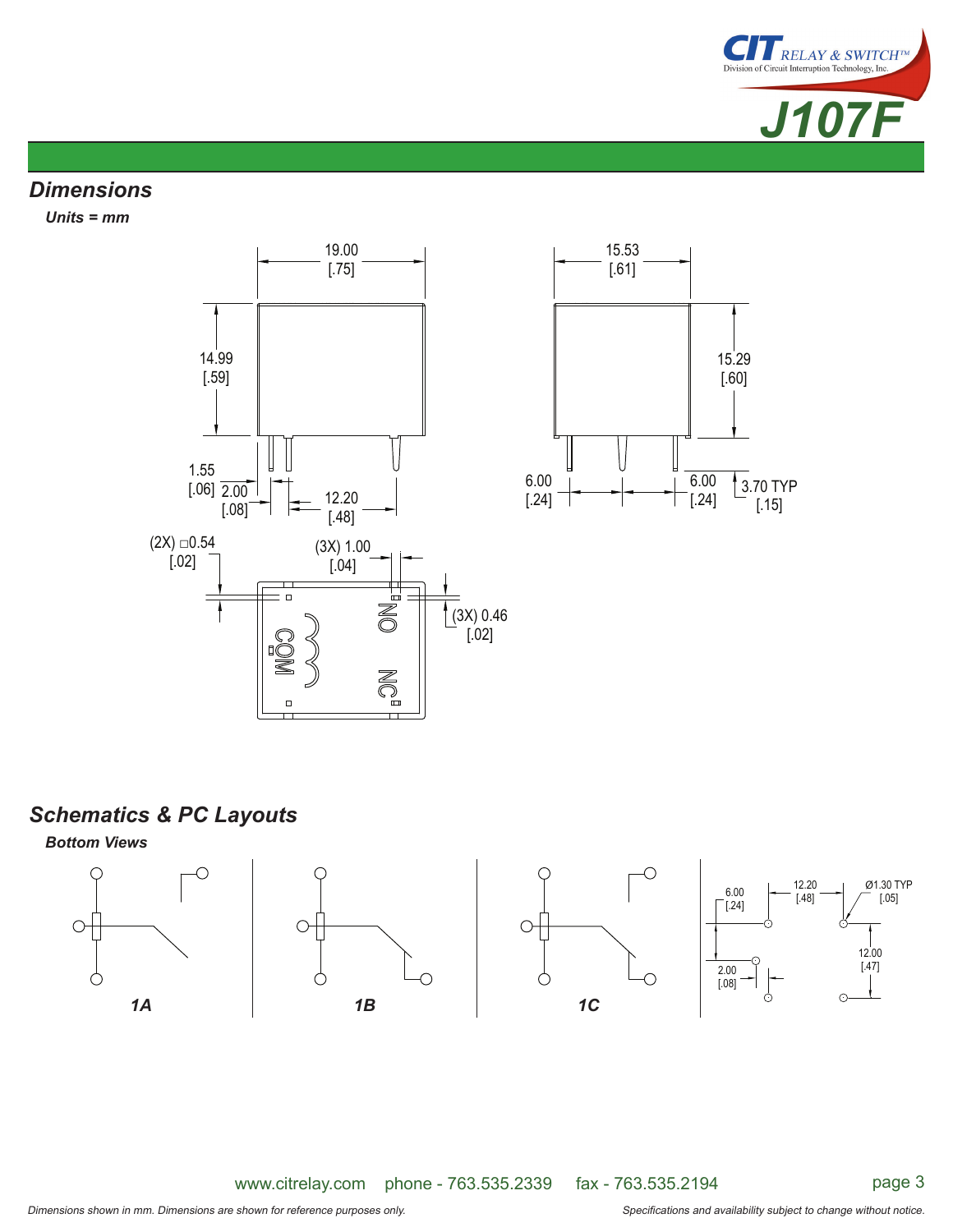## Dimensions

***Units = mm***

19.00
[.75]

15.53
[.61]

14.99
[.59]

15.29
[.60]

1.55
[.06]

2.00
[.08]

12.20
[.48]

6.00
[.24]

6.00
[.24]

3.70 TYP
[.15]

(2X) □0.54
[.02]

(3X) 1.00
[.04]

(3X) 0.46
[.02]

NO

COM

NC

## Schematics & PC Layouts

***Bottom Views***

1A

1B

1C

6.00
[.24]

12.20
[.48]

Ø1.30 TYP
[.05]

12.00
[.47]

2.00
[.08]

www.citrelay.com phone - 763.535.2339 fax - 763.535.2194

*Dimensions shown in mm. Dimensions are shown for reference purposes only.*

*Specifications and availability subject to change without notice.*